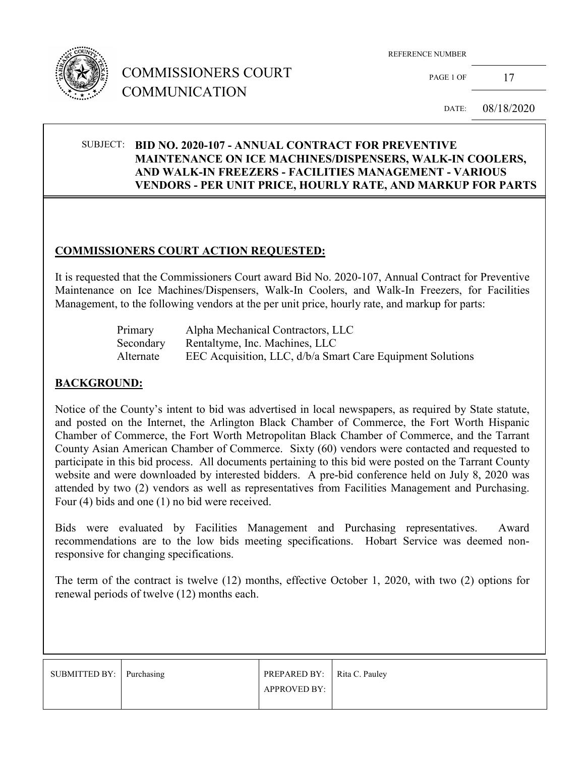# COMMISSIONERS COURT COMMUNICATION

REFERENCE NUMBER

PAGE 1 OF 17

DATE: 08/18/2020

SUBJECT: **BID NO. 2020-107 - ANNUAL CONTRACT FOR PREVENTIVE MAINTENANCE ON ICE MACHINES/DISPENSERS, WALK-IN COOLERS, AND WALK-IN FREEZERS - FACILITIES MANAGEMENT - VARIOUS VENDORS - PER UNIT PRICE, HOURLY RATE, AND MARKUP FOR PARTS**

## COMMISSIONERS COURT ACTION REQUESTED:

It is requested that the Commissioners Court award Bid No. 2020-107, Annual Contract for Preventive Maintenance on Ice Machines/Dispensers, Walk-In Coolers, and Walk-In Freezers, for Facilities Management, to the following vendors at the per unit price, hourly rate, and markup for parts:

| | |
|---|---|
| Primary | Alpha Mechanical Contractors, LLC |
| Secondary | Rentaltyme, Inc. Machines, LLC |
| Alternate | EEC Acquisition, LLC, d/b/a Smart Care Equipment Solutions |

## BACKGROUND:

Notice of the County's intent to bid was advertised in local newspapers, as required by State statute, and posted on the Internet, the Arlington Black Chamber of Commerce, the Fort Worth Hispanic Chamber of Commerce, the Fort Worth Metropolitan Black Chamber of Commerce, and the Tarrant County Asian American Chamber of Commerce. Sixty (60) vendors were contacted and requested to participate in this bid process. All documents pertaining to this bid were posted on the Tarrant County website and were downloaded by interested bidders. A pre-bid conference held on July 8, 2020 was attended by two (2) vendors as well as representatives from Facilities Management and Purchasing. Four (4) bids and one (1) no bid were received.

Bids were evaluated by Facilities Management and Purchasing representatives. Award recommendations are to the low bids meeting specifications. Hobart Service was deemed non-responsive for changing specifications.

The term of the contract is twelve (12) months, effective October 1, 2020, with two (2) options for renewal periods of twelve (12) months each.

| SUBMITTED BY: | Purchasing | PREPARED BY: | Rita C. Pauley |
|---|---|---|---|
| | | APPROVED BY: | |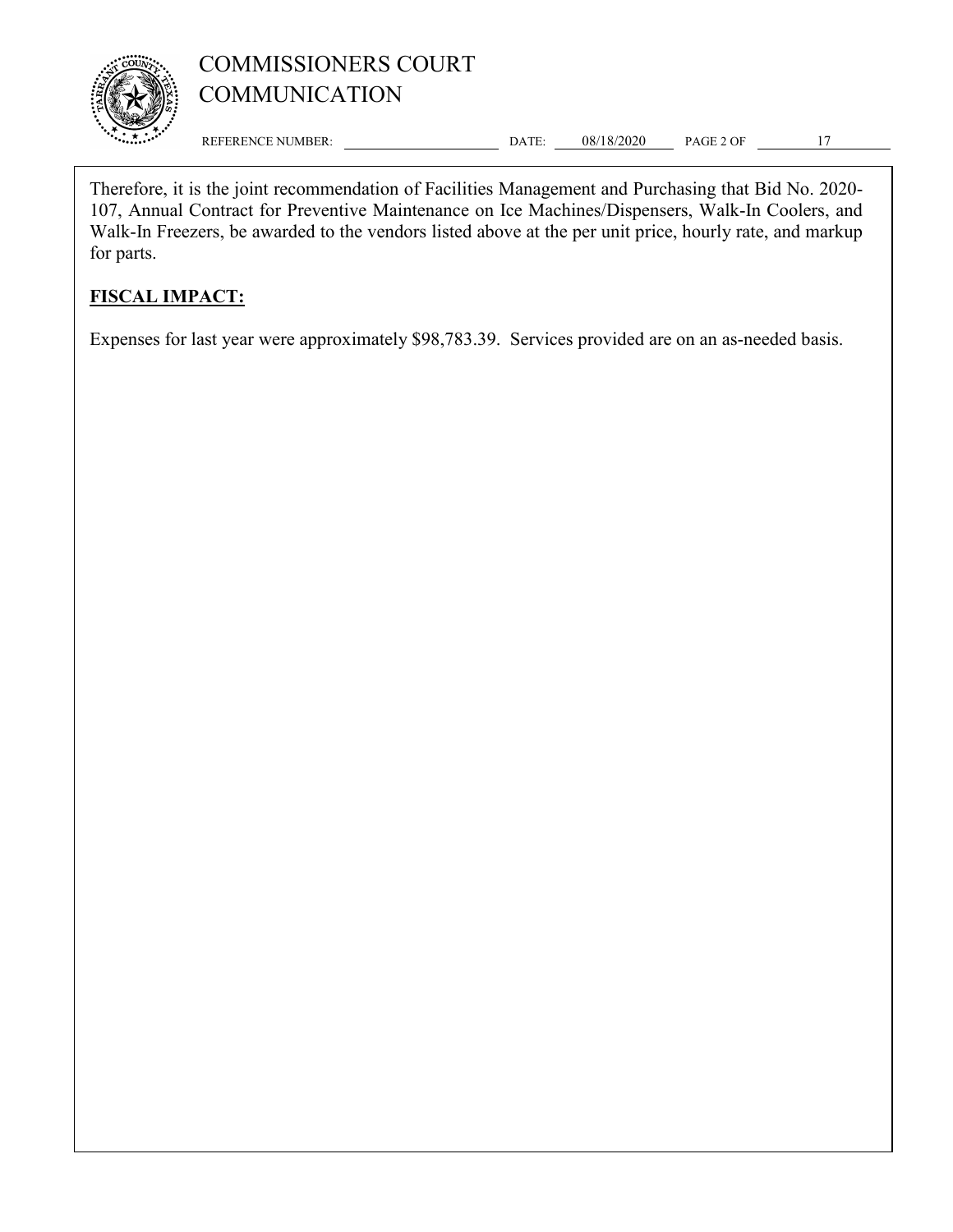Therefore, it is the joint recommendation of Facilities Management and Purchasing that Bid No. 2020-107, Annual Contract for Preventive Maintenance on Ice Machines/Dispensers, Walk-In Coolers, and Walk-In Freezers, be awarded to the vendors listed above at the per unit price, hourly rate, and markup for parts.

**FISCAL IMPACT:**

Expenses for last year were approximately $98,783.39. Services provided are on an as-needed basis.